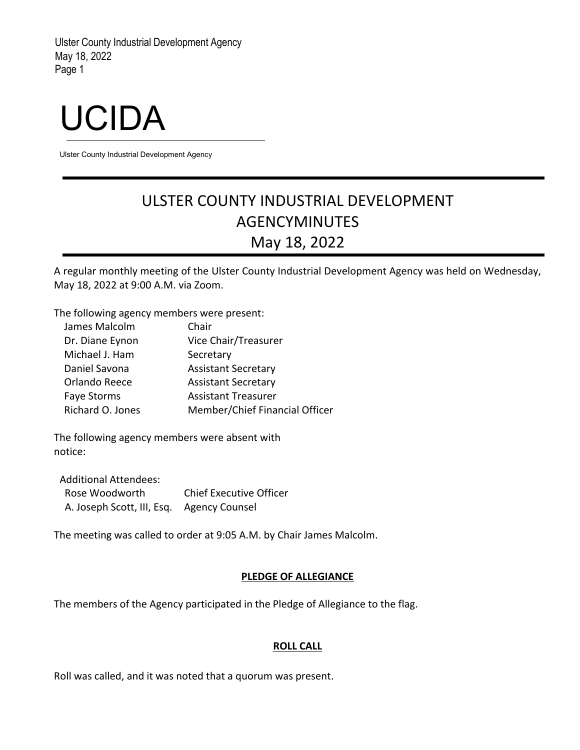# UCIDA

Ulster County Industrial Development Agency

## ULSTER COUNTY INDUSTRIAL DEVELOPMENT AGENCYMINUTES
## May 18, 2022

A regular monthly meeting of the Ulster County Industrial Development Agency was held on Wednesday, May 18, 2022 at 9:00 A.M. via Zoom.

The following agency members were present:

| | |
|---|---|
| James Malcolm | Chair |
| Dr. Diane Eynon | Vice Chair/Treasurer |
| Michael J. Ham | Secretary |
| Daniel Savona | Assistant Secretary |
| Orlando Reece | Assistant Secretary |
| Faye Storms | Assistant Treasurer |
| Richard O. Jones | Member/Chief Financial Officer |

The following agency members were absent with notice:

Additional Attendees:

| | |
|---|---|
| Rose Woodworth | Chief Executive Officer |
| A. Joseph Scott, III, Esq. | Agency Counsel |

The meeting was called to order at 9:05 A.M. by Chair James Malcolm.

**PLEDGE OF ALLEGIANCE**

The members of the Agency participated in the Pledge of Allegiance to the flag.

**ROLL CALL**

Roll was called, and it was noted that a quorum was present.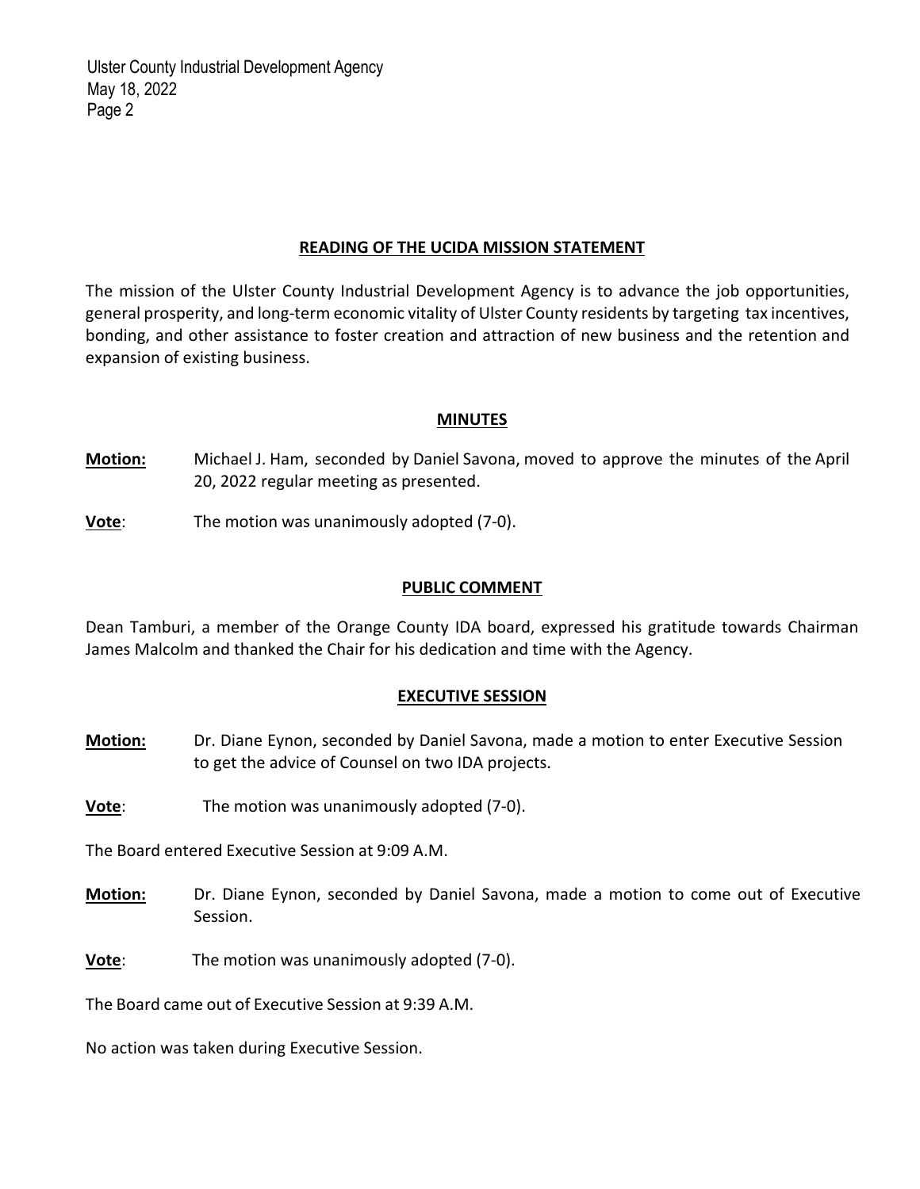## READING OF THE UCIDA MISSION STATEMENT

The mission of the Ulster County Industrial Development Agency is to advance the job opportunities, general prosperity, and long-term economic vitality of Ulster County residents by targeting tax incentives, bonding, and other assistance to foster creation and attraction of new business and the retention and expansion of existing business.

## MINUTES

**Motion:** Michael J. Ham, seconded by Daniel Savona, moved to approve the minutes of the April 20, 2022 regular meeting as presented.

**Vote**: The motion was unanimously adopted (7-0).

## PUBLIC COMMENT

Dean Tamburi, a member of the Orange County IDA board, expressed his gratitude towards Chairman James Malcolm and thanked the Chair for his dedication and time with the Agency.

## EXECUTIVE SESSION

**Motion:** Dr. Diane Eynon, seconded by Daniel Savona, made a motion to enter Executive Session to get the advice of Counsel on two IDA projects.

**Vote**: The motion was unanimously adopted (7-0).

The Board entered Executive Session at 9:09 A.M.

**Motion:** Dr. Diane Eynon, seconded by Daniel Savona, made a motion to come out of Executive Session.

**Vote**: The motion was unanimously adopted (7-0).

The Board came out of Executive Session at 9:39 A.M.

No action was taken during Executive Session.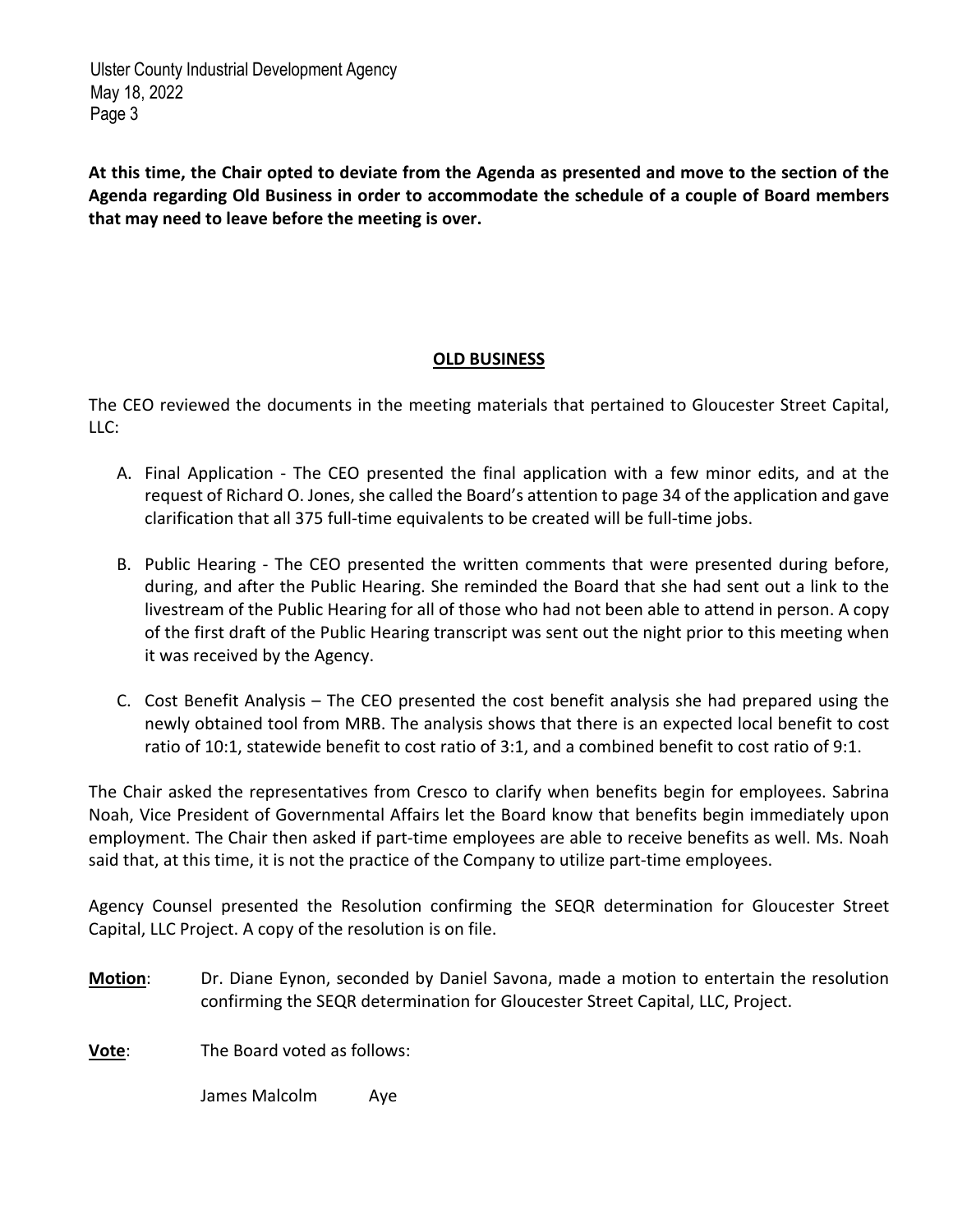**At this time, the Chair opted to deviate from the Agenda as presented and move to the section of the Agenda regarding Old Business in order to accommodate the schedule of a couple of Board members that may need to leave before the meeting is over.**

## OLD BUSINESS

The CEO reviewed the documents in the meeting materials that pertained to Gloucester Street Capital, LLC:

A. Final Application - The CEO presented the final application with a few minor edits, and at the request of Richard O. Jones, she called the Board's attention to page 34 of the application and gave clarification that all 375 full-time equivalents to be created will be full-time jobs.

B. Public Hearing - The CEO presented the written comments that were presented during before, during, and after the Public Hearing. She reminded the Board that she had sent out a link to the livestream of the Public Hearing for all of those who had not been able to attend in person. A copy of the first draft of the Public Hearing transcript was sent out the night prior to this meeting when it was received by the Agency.

C. Cost Benefit Analysis – The CEO presented the cost benefit analysis she had prepared using the newly obtained tool from MRB. The analysis shows that there is an expected local benefit to cost ratio of 10:1, statewide benefit to cost ratio of 3:1, and a combined benefit to cost ratio of 9:1.

The Chair asked the representatives from Cresco to clarify when benefits begin for employees. Sabrina Noah, Vice President of Governmental Affairs let the Board know that benefits begin immediately upon employment. The Chair then asked if part-time employees are able to receive benefits as well. Ms. Noah said that, at this time, it is not the practice of the Company to utilize part-time employees.

Agency Counsel presented the Resolution confirming the SEQR determination for Gloucester Street Capital, LLC Project. A copy of the resolution is on file.

**Motion**: Dr. Diane Eynon, seconded by Daniel Savona, made a motion to entertain the resolution confirming the SEQR determination for Gloucester Street Capital, LLC, Project.

**Vote**: The Board voted as follows:

James Malcolm Aye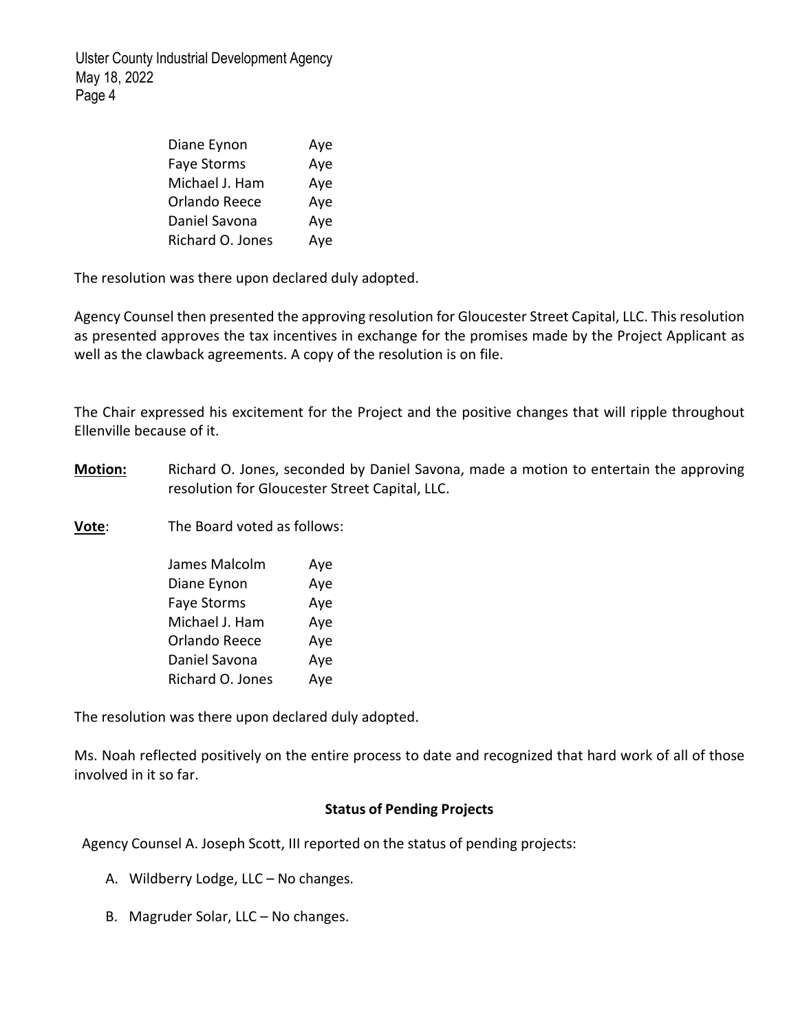| | |
|---|---|
| Diane Eynon | Aye |
| Faye Storms | Aye |
| Michael J. Ham | Aye |
| Orlando Reece | Aye |
| Daniel Savona | Aye |
| Richard O. Jones | Aye |

The resolution was there upon declared duly adopted.

Agency Counsel then presented the approving resolution for Gloucester Street Capital, LLC. This resolution as presented approves the tax incentives in exchange for the promises made by the Project Applicant as well as the clawback agreements. A copy of the resolution is on file.

The Chair expressed his excitement for the Project and the positive changes that will ripple throughout Ellenville because of it.

**Motion:** Richard O. Jones, seconded by Daniel Savona, made a motion to entertain the approving resolution for Gloucester Street Capital, LLC.

**Vote**: The Board voted as follows:

| | |
|---|---|
| James Malcolm | Aye |
| Diane Eynon | Aye |
| Faye Storms | Aye |
| Michael J. Ham | Aye |
| Orlando Reece | Aye |
| Daniel Savona | Aye |
| Richard O. Jones | Aye |

The resolution was there upon declared duly adopted.

Ms. Noah reflected positively on the entire process to date and recognized that hard work of all of those involved in it so far.

**Status of Pending Projects**

Agency Counsel A. Joseph Scott, III reported on the status of pending projects:

A. Wildberry Lodge, LLC – No changes.

B. Magruder Solar, LLC – No changes.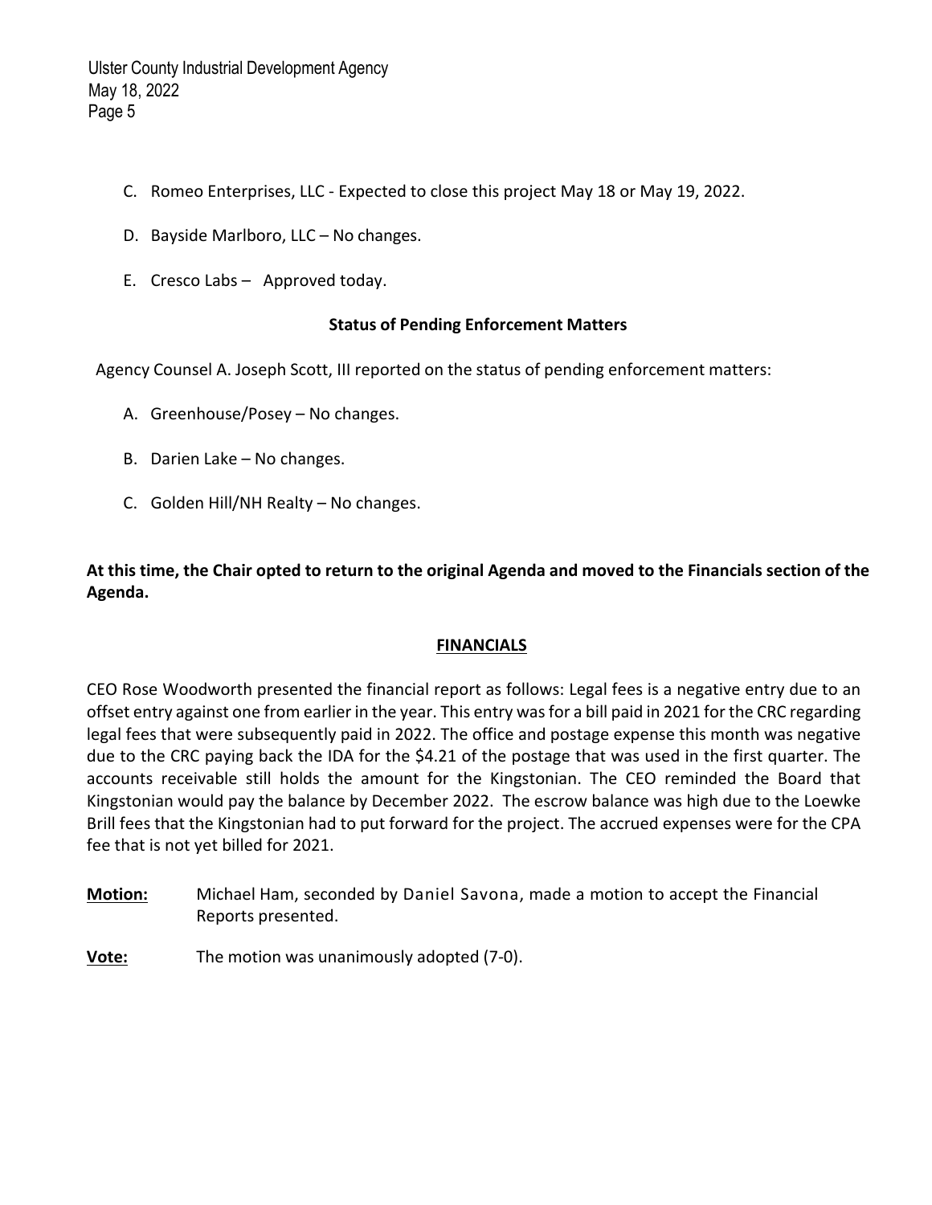C. Romeo Enterprises, LLC - Expected to close this project May 18 or May 19, 2022.

D. Bayside Marlboro, LLC – No changes.

E. Cresco Labs – Approved today.

**Status of Pending Enforcement Matters**

Agency Counsel A. Joseph Scott, III reported on the status of pending enforcement matters:

A. Greenhouse/Posey – No changes.

B. Darien Lake – No changes.

C. Golden Hill/NH Realty – No changes.

**At this time, the Chair opted to return to the original Agenda and moved to the Financials section of the Agenda.**

## FINANCIALS

CEO Rose Woodworth presented the financial report as follows: Legal fees is a negative entry due to an offset entry against one from earlier in the year. This entry was for a bill paid in 2021 for the CRC regarding legal fees that were subsequently paid in 2022. The office and postage expense this month was negative due to the CRC paying back the IDA for the $4.21 of the postage that was used in the first quarter. The accounts receivable still holds the amount for the Kingstonian. The CEO reminded the Board that Kingstonian would pay the balance by December 2022. The escrow balance was high due to the Loewke Brill fees that the Kingstonian had to put forward for the project. The accrued expenses were for the CPA fee that is not yet billed for 2021.

**Motion:** Michael Ham, seconded by Daniel Savona, made a motion to accept the Financial Reports presented.

**Vote:** The motion was unanimously adopted (7-0).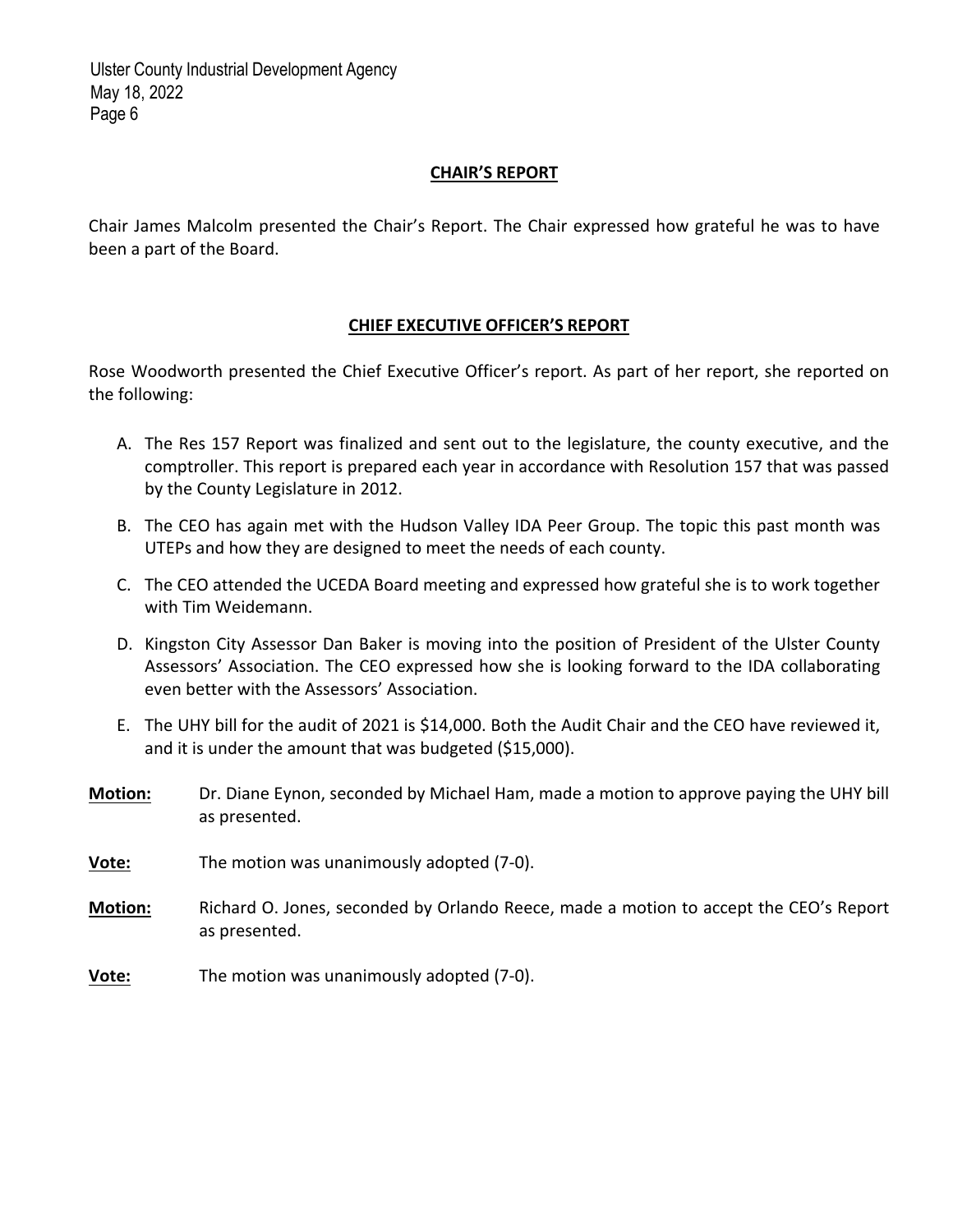## CHAIR'S REPORT

Chair James Malcolm presented the Chair's Report. The Chair expressed how grateful he was to have been a part of the Board.

## CHIEF EXECUTIVE OFFICER'S REPORT

Rose Woodworth presented the Chief Executive Officer's report. As part of her report, she reported on the following:

A. The Res 157 Report was finalized and sent out to the legislature, the county executive, and the comptroller. This report is prepared each year in accordance with Resolution 157 that was passed by the County Legislature in 2012.

B. The CEO has again met with the Hudson Valley IDA Peer Group. The topic this past month was UTEPs and how they are designed to meet the needs of each county.

C. The CEO attended the UCEDA Board meeting and expressed how grateful she is to work together with Tim Weidemann.

D. Kingston City Assessor Dan Baker is moving into the position of President of the Ulster County Assessors' Association. The CEO expressed how she is looking forward to the IDA collaborating even better with the Assessors' Association.

E. The UHY bill for the audit of 2021 is $14,000. Both the Audit Chair and the CEO have reviewed it, and it is under the amount that was budgeted ($15,000).

**Motion:** Dr. Diane Eynon, seconded by Michael Ham, made a motion to approve paying the UHY bill as presented.

**Vote:** The motion was unanimously adopted (7-0).

**Motion:** Richard O. Jones, seconded by Orlando Reece, made a motion to accept the CEO's Report as presented.

**Vote:** The motion was unanimously adopted (7-0).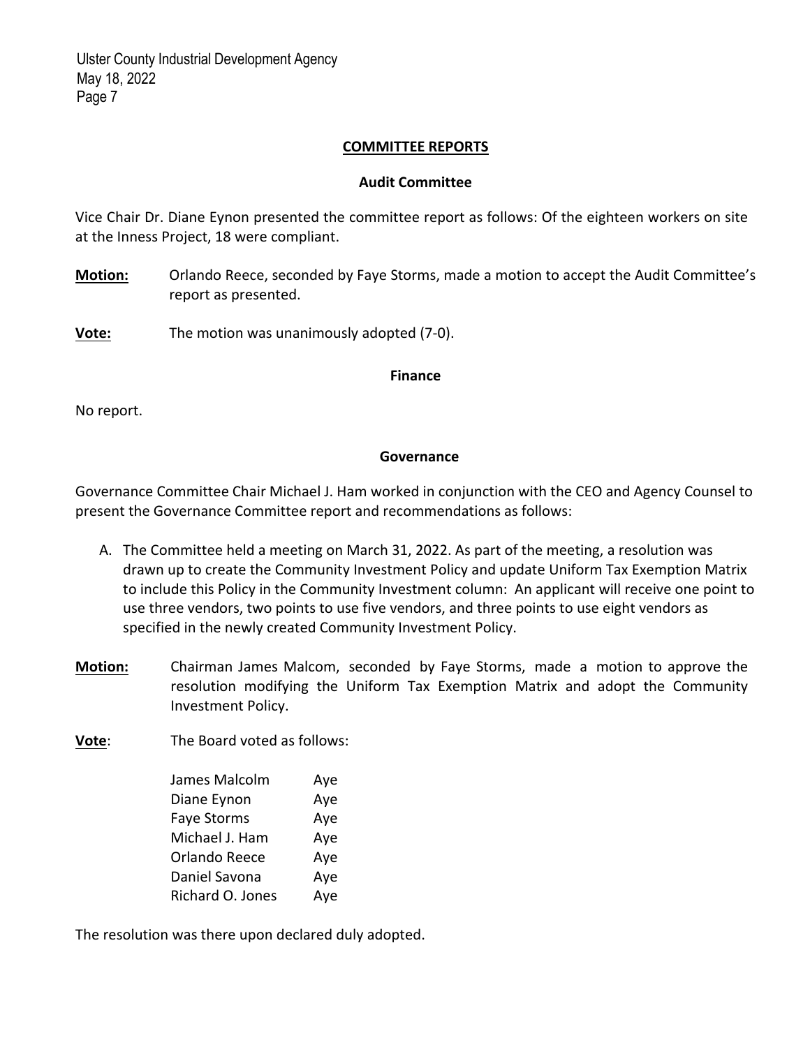## COMMITTEE REPORTS

### Audit Committee

Vice Chair Dr. Diane Eynon presented the committee report as follows: Of the eighteen workers on site at the Inness Project, 18 were compliant.

**Motion:** Orlando Reece, seconded by Faye Storms, made a motion to accept the Audit Committee's report as presented.

**Vote:** The motion was unanimously adopted (7-0).

### Finance

No report.

### Governance

Governance Committee Chair Michael J. Ham worked in conjunction with the CEO and Agency Counsel to present the Governance Committee report and recommendations as follows:

A. The Committee held a meeting on March 31, 2022. As part of the meeting, a resolution was drawn up to create the Community Investment Policy and update Uniform Tax Exemption Matrix to include this Policy in the Community Investment column: An applicant will receive one point to use three vendors, two points to use five vendors, and three points to use eight vendors as specified in the newly created Community Investment Policy.

**Motion:** Chairman James Malcom, seconded by Faye Storms, made a motion to approve the resolution modifying the Uniform Tax Exemption Matrix and adopt the Community Investment Policy.

**Vote**: The Board voted as follows:

| | |
|---|---|
| James Malcolm | Aye |
| Diane Eynon | Aye |
| Faye Storms | Aye |
| Michael J. Ham | Aye |
| Orlando Reece | Aye |
| Daniel Savona | Aye |
| Richard O. Jones | Aye |

The resolution was there upon declared duly adopted.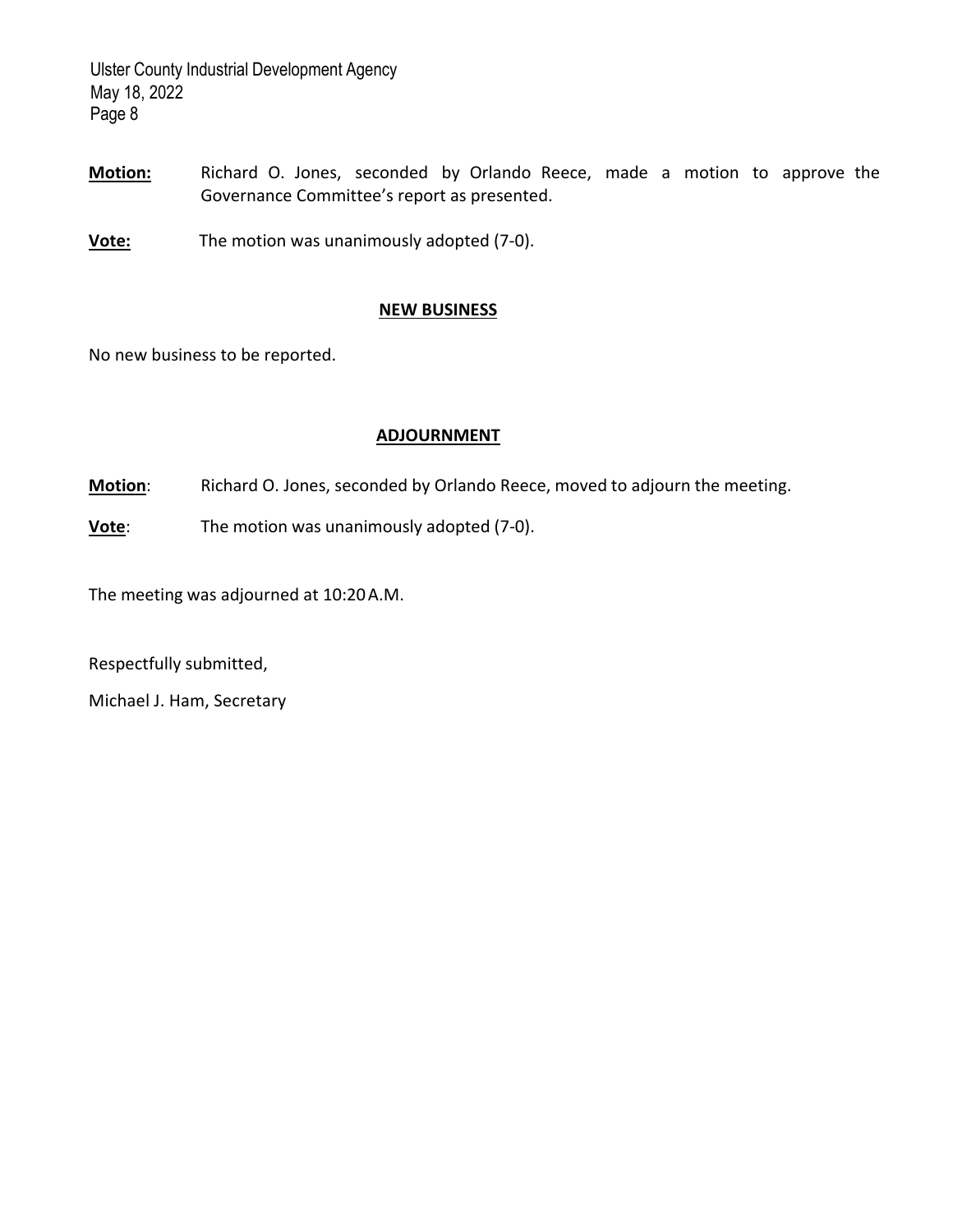**Motion:** Richard O. Jones, seconded by Orlando Reece, made a motion to approve the Governance Committee's report as presented.

**Vote:** The motion was unanimously adopted (7-0).

## NEW BUSINESS

No new business to be reported.

## ADJOURNMENT

**Motion**: Richard O. Jones, seconded by Orlando Reece, moved to adjourn the meeting.

**Vote**: The motion was unanimously adopted (7-0).

The meeting was adjourned at 10:20 A.M.

Respectfully submitted,

Michael J. Ham, Secretary